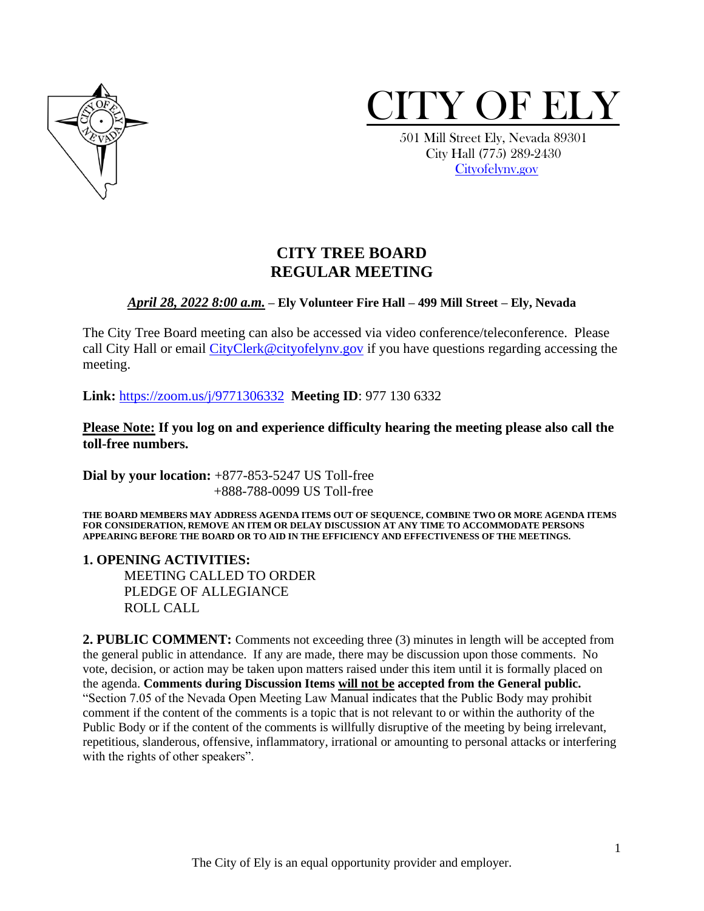# CITY OF ELY

501 Mill Street Ely, Nevada 89301
City Hall (775) 289-2430
Cityofelynv.gov

## CITY TREE BOARD
## REGULAR MEETING

***April 28, 2022 8:00 a.m.*** **– Ely Volunteer Fire Hall – 499 Mill Street – Ely, Nevada**

The City Tree Board meeting can also be accessed via video conference/teleconference. Please call City Hall or email CityClerk@cityofelynv.gov if you have questions regarding accessing the meeting.

**Link:** https://zoom.us/j/9771306332 **Meeting ID**: 977 130 6332

**Please Note: If you log on and experience difficulty hearing the meeting please also call the toll-free numbers.**

**Dial by your location:** +877-853-5247 US Toll-free
+888-788-0099 US Toll-free

**THE BOARD MEMBERS MAY ADDRESS AGENDA ITEMS OUT OF SEQUENCE, COMBINE TWO OR MORE AGENDA ITEMS FOR CONSIDERATION, REMOVE AN ITEM OR DELAY DISCUSSION AT ANY TIME TO ACCOMMODATE PERSONS APPEARING BEFORE THE BOARD OR TO AID IN THE EFFICIENCY AND EFFECTIVENESS OF THE MEETINGS.**

**1. OPENING ACTIVITIES:**

MEETING CALLED TO ORDER
PLEDGE OF ALLEGIANCE
ROLL CALL

**2. PUBLIC COMMENT:** Comments not exceeding three (3) minutes in length will be accepted from the general public in attendance. If any are made, there may be discussion upon those comments. No vote, decision, or action may be taken upon matters raised under this item until it is formally placed on the agenda. **Comments during Discussion Items will not be accepted from the General public.** "Section 7.05 of the Nevada Open Meeting Law Manual indicates that the Public Body may prohibit comment if the content of the comments is a topic that is not relevant to or within the authority of the Public Body or if the content of the comments is willfully disruptive of the meeting by being irrelevant, repetitious, slanderous, offensive, inflammatory, irrational or amounting to personal attacks or interfering with the rights of other speakers".

The City of Ely is an equal opportunity provider and employer.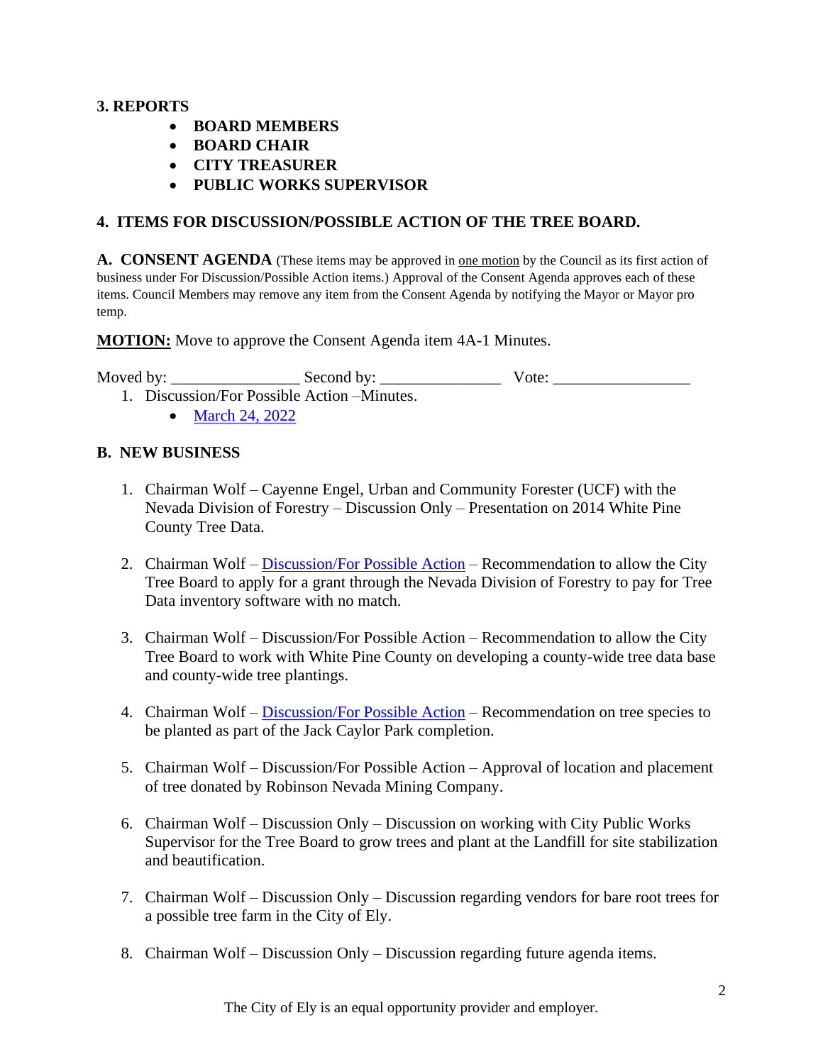**3. REPORTS**

- **BOARD MEMBERS**
- **BOARD CHAIR**
- **CITY TREASURER**
- **PUBLIC WORKS SUPERVISOR**

**4. ITEMS FOR DISCUSSION/POSSIBLE ACTION OF THE TREE BOARD.**

**A. CONSENT AGENDA** (These items may be approved in one motion by the Council as its first action of business under For Discussion/Possible Action items.) Approval of the Consent Agenda approves each of these items. Council Members may remove any item from the Consent Agenda by notifying the Mayor or Mayor pro temp.

**MOTION:** Move to approve the Consent Agenda item 4A-1 Minutes.

Moved by: ________________ Second by: _______________ Vote: _________________

1. Discussion/For Possible Action –Minutes.
   - March 24, 2022

**B. NEW BUSINESS**

1. Chairman Wolf – Cayenne Engel, Urban and Community Forester (UCF) with the Nevada Division of Forestry – Discussion Only – Presentation on 2014 White Pine County Tree Data.

2. Chairman Wolf – Discussion/For Possible Action – Recommendation to allow the City Tree Board to apply for a grant through the Nevada Division of Forestry to pay for Tree Data inventory software with no match.

3. Chairman Wolf – Discussion/For Possible Action – Recommendation to allow the City Tree Board to work with White Pine County on developing a county-wide tree data base and county-wide tree plantings.

4. Chairman Wolf – Discussion/For Possible Action – Recommendation on tree species to be planted as part of the Jack Caylor Park completion.

5. Chairman Wolf – Discussion/For Possible Action – Approval of location and placement of tree donated by Robinson Nevada Mining Company.

6. Chairman Wolf – Discussion Only – Discussion on working with City Public Works Supervisor for the Tree Board to grow trees and plant at the Landfill for site stabilization and beautification.

7. Chairman Wolf – Discussion Only – Discussion regarding vendors for bare root trees for a possible tree farm in the City of Ely.

8. Chairman Wolf – Discussion Only – Discussion regarding future agenda items.

The City of Ely is an equal opportunity provider and employer.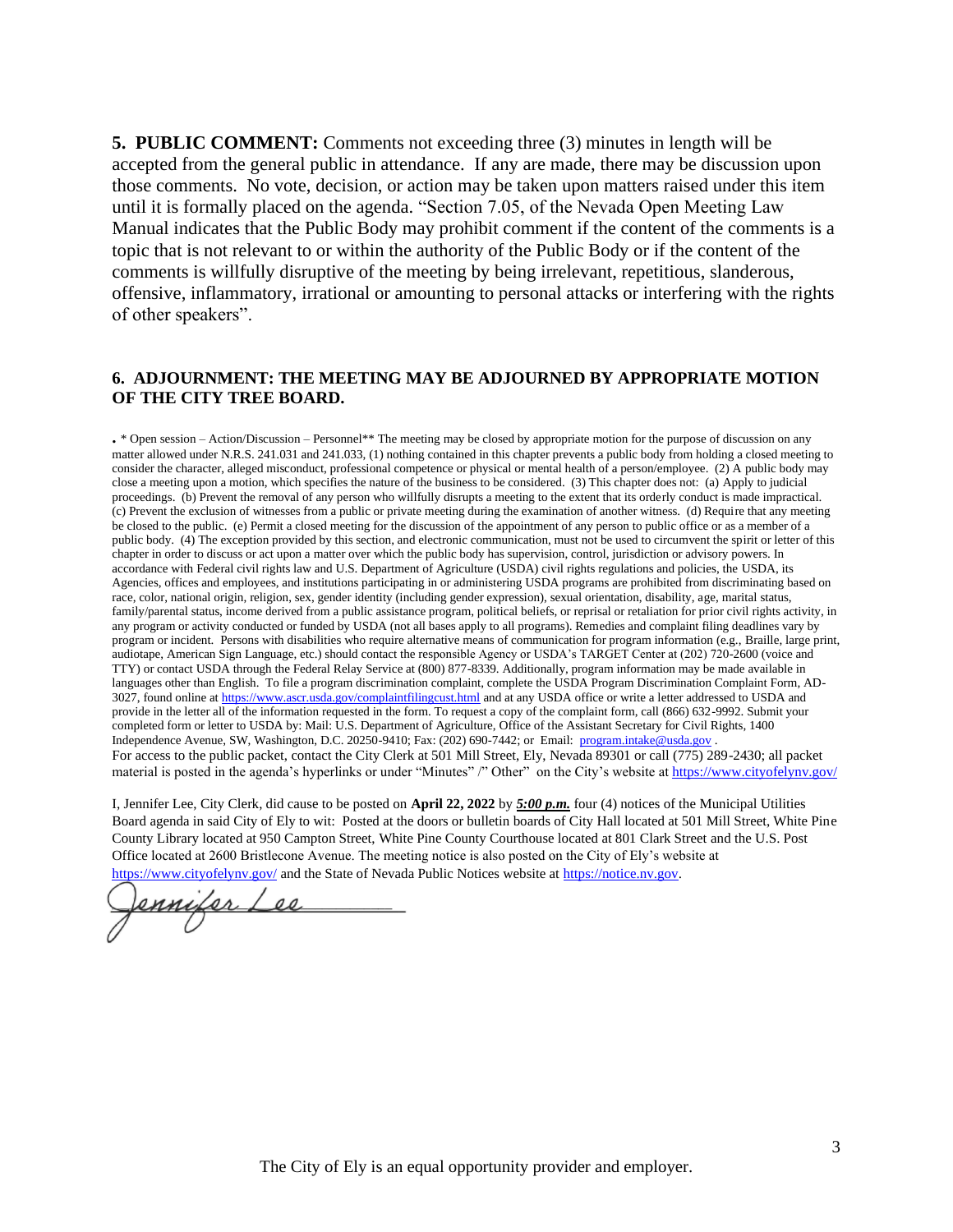**5. PUBLIC COMMENT:** Comments not exceeding three (3) minutes in length will be accepted from the general public in attendance. If any are made, there may be discussion upon those comments. No vote, decision, or action may be taken upon matters raised under this item until it is formally placed on the agenda. "Section 7.05, of the Nevada Open Meeting Law Manual indicates that the Public Body may prohibit comment if the content of the comments is a topic that is not relevant to or within the authority of the Public Body or if the content of the comments is willfully disruptive of the meeting by being irrelevant, repetitious, slanderous, offensive, inflammatory, irrational or amounting to personal attacks or interfering with the rights of other speakers".

**6. ADJOURNMENT: THE MEETING MAY BE ADJOURNED BY APPROPRIATE MOTION OF THE CITY TREE BOARD.**

. * Open session – Action/Discussion – Personnel** The meeting may be closed by appropriate motion for the purpose of discussion on any matter allowed under N.R.S. 241.031 and 241.033, (1) nothing contained in this chapter prevents a public body from holding a closed meeting to consider the character, alleged misconduct, professional competence or physical or mental health of a person/employee. (2) A public body may close a meeting upon a motion, which specifies the nature of the business to be considered. (3) This chapter does not: (a) Apply to judicial proceedings. (b) Prevent the removal of any person who willfully disrupts a meeting to the extent that its orderly conduct is made impractical. (c) Prevent the exclusion of witnesses from a public or private meeting during the examination of another witness. (d) Require that any meeting be closed to the public. (e) Permit a closed meeting for the discussion of the appointment of any person to public office or as a member of a public body. (4) The exception provided by this section, and electronic communication, must not be used to circumvent the spirit or letter of this chapter in order to discuss or act upon a matter over which the public body has supervision, control, jurisdiction or advisory powers. In accordance with Federal civil rights law and U.S. Department of Agriculture (USDA) civil rights regulations and policies, the USDA, its Agencies, offices and employees, and institutions participating in or administering USDA programs are prohibited from discriminating based on race, color, national origin, religion, sex, gender identity (including gender expression), sexual orientation, disability, age, marital status, family/parental status, income derived from a public assistance program, political beliefs, or reprisal or retaliation for prior civil rights activity, in any program or activity conducted or funded by USDA (not all bases apply to all programs). Remedies and complaint filing deadlines vary by program or incident. Persons with disabilities who require alternative means of communication for program information (e.g., Braille, large print, audiotape, American Sign Language, etc.) should contact the responsible Agency or USDA's TARGET Center at (202) 720-2600 (voice and TTY) or contact USDA through the Federal Relay Service at (800) 877-8339. Additionally, program information may be made available in languages other than English. To file a program discrimination complaint, complete the USDA Program Discrimination Complaint Form, AD-3027, found online at https://www.ascr.usda.gov/complaintfilingcust.html and at any USDA office or write a letter addressed to USDA and provide in the letter all of the information requested in the form. To request a copy of the complaint form, call (866) 632-9992. Submit your completed form or letter to USDA by: Mail: U.S. Department of Agriculture, Office of the Assistant Secretary for Civil Rights, 1400 Independence Avenue, SW, Washington, D.C. 20250-9410; Fax: (202) 690-7442; or Email: program.intake@usda.gov .

For access to the public packet, contact the City Clerk at 501 Mill Street, Ely, Nevada 89301 or call (775) 289-2430; all packet material is posted in the agenda's hyperlinks or under "Minutes" /" Other" on the City's website at https://www.cityofelynv.gov/

I, Jennifer Lee, City Clerk, did cause to be posted on **April 22, 2022** by ***5:00 p.m.*** four (4) notices of the Municipal Utilities Board agenda in said City of Ely to wit: Posted at the doors or bulletin boards of City Hall located at 501 Mill Street, White Pine County Library located at 950 Campton Street, White Pine County Courthouse located at 801 Clark Street and the U.S. Post Office located at 2600 Bristlecone Avenue. The meeting notice is also posted on the City of Ely's website at https://www.cityofelynv.gov/ and the State of Nevada Public Notices website at https://notice.nv.gov.

Jennifer Lee

The City of Ely is an equal opportunity provider and employer.